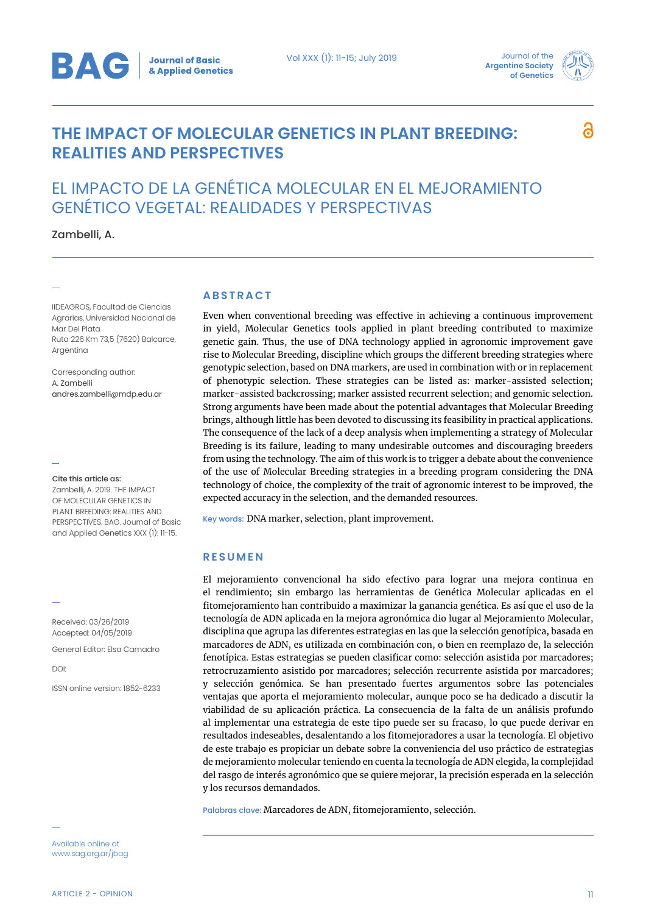# THE IMPACT OF MOLECULAR GENETICS IN PLANT BREEDING: REALITIES AND PERSPECTIVES

# EL IMPACTO DE LA GENÉTICA MOLECULAR EN EL MEJORAMIENTO GENÉTICO VEGETAL: REALIDADES Y PERSPECTIVAS

Zambelli, A.

IIDEAGROS, Facultad de Ciencias Agrarias, Universidad Nacional de Mar Del Plata
Ruta 226 Km 73,5 (7620) Balcarce, Argentina

Corresponding author:
A. Zambelli
andres.zambelli@mdp.edu.ar

**Cite this article as:**
Zambelli, A. 2019. THE IMPACT OF MOLECULAR GENETICS IN PLANT BREEDING: REALITIES AND PERSPECTIVES. BAG. Journal of Basic and Applied Genetics XXX (1): 11-15.

Received: 03/26/2019
Accepted: 04/05/2019

General Editor: Elsa Camadro

DOI:

ISSN online version: 1852-6233

Available online at www.sag.org.ar/jbag

## ABSTRACT

Even when conventional breeding was effective in achieving a continuous improvement in yield, Molecular Genetics tools applied in plant breeding contributed to maximize genetic gain. Thus, the use of DNA technology applied in agronomic improvement gave rise to Molecular Breeding, discipline which groups the different breeding strategies where genotypic selection, based on DNA markers, are used in combination with or in replacement of phenotypic selection. These strategies can be listed as: marker-assisted selection; marker-assisted backcrossing; marker assisted recurrent selection; and genomic selection. Strong arguments have been made about the potential advantages that Molecular Breeding brings, although little has been devoted to discussing its feasibility in practical applications. The consequence of the lack of a deep analysis when implementing a strategy of Molecular Breeding is its failure, leading to many undesirable outcomes and discouraging breeders from using the technology. The aim of this work is to trigger a debate about the convenience of the use of Molecular Breeding strategies in a breeding program considering the DNA technology of choice, the complexity of the trait of agronomic interest to be improved, the expected accuracy in the selection, and the demanded resources.

Key words: DNA marker, selection, plant improvement.

## RESUMEN

El mejoramiento convencional ha sido efectivo para lograr una mejora continua en el rendimiento; sin embargo las herramientas de Genética Molecular aplicadas en el fitomejoramiento han contribuido a maximizar la ganancia genética. Es así que el uso de la tecnología de ADN aplicada en la mejora agronómica dio lugar al Mejoramiento Molecular, disciplina que agrupa las diferentes estrategias en las que la selección genotípica, basada en marcadores de ADN, es utilizada en combinación con, o bien en reemplazo de, la selección fenotípica. Estas estrategias se pueden clasificar como: selección asistida por marcadores; retrocruzamiento asistido por marcadores; selección recurrente asistida por marcadores; y selección genómica. Se han presentado fuertes argumentos sobre las potenciales ventajas que aporta el mejoramiento molecular, aunque poco se ha dedicado a discutir la viabilidad de su aplicación práctica. La consecuencia de la falta de un análisis profundo al implementar una estrategia de este tipo puede ser su fracaso, lo que puede derivar en resultados indeseables, desalentando a los fitomejoradores a usar la tecnología. El objetivo de este trabajo es propiciar un debate sobre la conveniencia del uso práctico de estrategias de mejoramiento molecular teniendo en cuenta la tecnología de ADN elegida, la complejidad del rasgo de interés agronómico que se quiere mejorar, la precisión esperada en la selección y los recursos demandados.

Palabras clave: Marcadores de ADN, fitomejoramiento, selección.

ARTICLE 2 - OPINION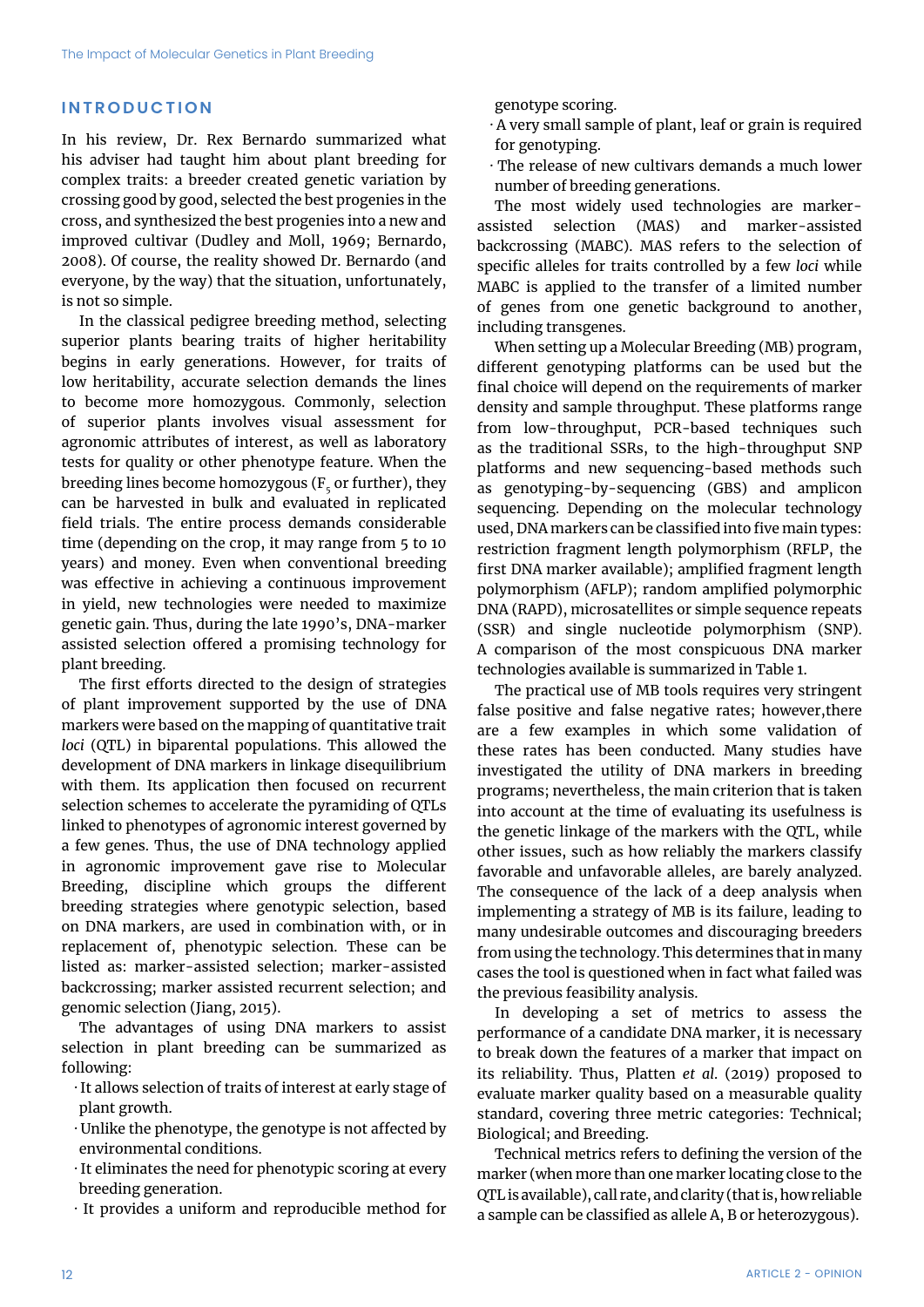## INTRODUCTION

In his review, Dr. Rex Bernardo summarized what his adviser had taught him about plant breeding for complex traits: a breeder created genetic variation by crossing good by good, selected the best progenies in the cross, and synthesized the best progenies into a new and improved cultivar (Dudley and Moll, 1969; Bernardo, 2008). Of course, the reality showed Dr. Bernardo (and everyone, by the way) that the situation, unfortunately, is not so simple.

In the classical pedigree breeding method, selecting superior plants bearing traits of higher heritability begins in early generations. However, for traits of low heritability, accurate selection demands the lines to become more homozygous. Commonly, selection of superior plants involves visual assessment for agronomic attributes of interest, as well as laboratory tests for quality or other phenotype feature. When the breeding lines become homozygous ($F_5$ or further), they can be harvested in bulk and evaluated in replicated field trials. The entire process demands considerable time (depending on the crop, it may range from 5 to 10 years) and money. Even when conventional breeding was effective in achieving a continuous improvement in yield, new technologies were needed to maximize genetic gain. Thus, during the late 1990's, DNA-marker assisted selection offered a promising technology for plant breeding.

The first efforts directed to the design of strategies of plant improvement supported by the use of DNA markers were based on the mapping of quantitative trait *loci* (QTL) in biparental populations. This allowed the development of DNA markers in linkage disequilibrium with them. Its application then focused on recurrent selection schemes to accelerate the pyramiding of QTLs linked to phenotypes of agronomic interest governed by a few genes. Thus, the use of DNA technology applied in agronomic improvement gave rise to Molecular Breeding, discipline which groups the different breeding strategies where genotypic selection, based on DNA markers, are used in combination with, or in replacement of, phenotypic selection. These can be listed as: marker-assisted selection; marker-assisted backcrossing; marker assisted recurrent selection; and genomic selection (Jiang, 2015).

The advantages of using DNA markers to assist selection in plant breeding can be summarized as following:

- It allows selection of traits of interest at early stage of plant growth.
- Unlike the phenotype, the genotype is not affected by environmental conditions.
- It eliminates the need for phenotypic scoring at every breeding generation.
- It provides a uniform and reproducible method for genotype scoring.
- A very small sample of plant, leaf or grain is required for genotyping.
- The release of new cultivars demands a much lower number of breeding generations.

The most widely used technologies are marker-assisted selection (MAS) and marker-assisted backcrossing (MABC). MAS refers to the selection of specific alleles for traits controlled by a few *loci* while MABC is applied to the transfer of a limited number of genes from one genetic background to another, including transgenes.

When setting up a Molecular Breeding (MB) program, different genotyping platforms can be used but the final choice will depend on the requirements of marker density and sample throughput. These platforms range from low-throughput, PCR-based techniques such as the traditional SSRs, to the high-throughput SNP platforms and new sequencing-based methods such as genotyping-by-sequencing (GBS) and amplicon sequencing. Depending on the molecular technology used, DNA markers can be classified into five main types: restriction fragment length polymorphism (RFLP, the first DNA marker available); amplified fragment length polymorphism (AFLP); random amplified polymorphic DNA (RAPD), microsatellites or simple sequence repeats (SSR) and single nucleotide polymorphism (SNP). A comparison of the most conspicuous DNA marker technologies available is summarized in Table 1.

The practical use of MB tools requires very stringent false positive and false negative rates; however,there are a few examples in which some validation of these rates has been conducted. Many studies have investigated the utility of DNA markers in breeding programs; nevertheless, the main criterion that is taken into account at the time of evaluating its usefulness is the genetic linkage of the markers with the QTL, while other issues, such as how reliably the markers classify favorable and unfavorable alleles, are barely analyzed. The consequence of the lack of a deep analysis when implementing a strategy of MB is its failure, leading to many undesirable outcomes and discouraging breeders from using the technology. This determines that in many cases the tool is questioned when in fact what failed was the previous feasibility analysis.

In developing a set of metrics to assess the performance of a candidate DNA marker, it is necessary to break down the features of a marker that impact on its reliability. Thus, Platten *et al.* (2019) proposed to evaluate marker quality based on a measurable quality standard, covering three metric categories: Technical; Biological; and Breeding.

Technical metrics refers to defining the version of the marker (when more than one marker locating close to the QTL is available), call rate, and clarity (that is, how reliable a sample can be classified as allele A, B or heterozygous).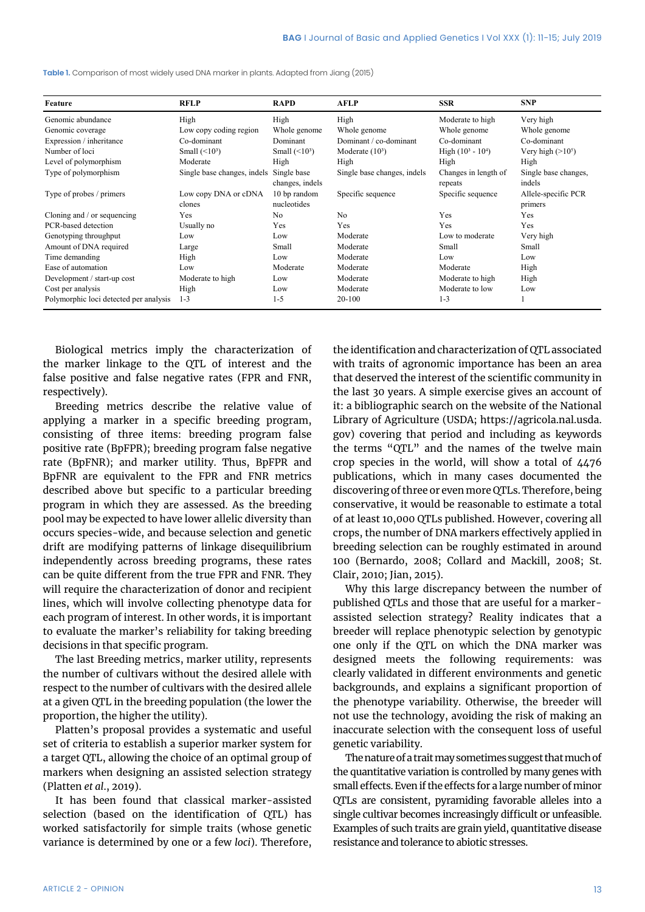**Table 1.** Comparison of most widely used DNA marker in plants. Adapted from Jiang (2015)

| Feature | RFLP | RAPD | AFLP | SSR | SNP |
|---|---|---|---|---|---|
| Genomic abundance | High | High | High | Moderate to high | Very high |
| Genomic coverage | Low copy coding region | Whole genome | Whole genome | Whole genome | Whole genome |
| Expression / inheritance | Co-dominant | Dominant | Dominant / co-dominant | Co-dominant | Co-dominant |
| Number of loci | Small ($<10^3$) | Small ($<10^3$) | Moderate ($10^3$) | High ($10^3$ - $10^4$) | Very high ($>10^5$) |
| Level of polymorphism | Moderate | High | High | High | High |
| Type of polymorphism | Single base changes, indels | Single base changes, indels | Single base changes, indels | Changes in length of repeats | Single base changes, indels |
| Type of probes / primers | Low copy DNA or cDNA clones | 10 bp random nucleotides | Specific sequence | Specific sequence | Allele-specific PCR primers |
| Cloning and / or sequencing | Yes | No | No | Yes | Yes |
| PCR-based detection | Usually no | Yes | Yes | Yes | Yes |
| Genotyping throughput | Low | Low | Moderate | Low to moderate | Very high |
| Amount of DNA required | Large | Small | Moderate | Small | Small |
| Time demanding | High | Low | Moderate | Low | Low |
| Ease of automation | Low | Moderate | Moderate | Moderate | High |
| Development / start-up cost | Moderate to high | Low | Moderate | Moderate to high | High |
| Cost per analysis | High | Low | Moderate | Moderate to low | Low |
| Polymorphic loci detected per analysis | 1-3 | 1-5 | 20-100 | 1-3 | 1 |

Biological metrics imply the characterization of the marker linkage to the QTL of interest and the false positive and false negative rates (FPR and FNR, respectively).

Breeding metrics describe the relative value of applying a marker in a specific breeding program, consisting of three items: breeding program false positive rate (BpFPR); breeding program false negative rate (BpFNR); and marker utility. Thus, BpFPR and BpFNR are equivalent to the FPR and FNR metrics described above but specific to a particular breeding program in which they are assessed. As the breeding pool may be expected to have lower allelic diversity than occurs species-wide, and because selection and genetic drift are modifying patterns of linkage disequilibrium independently across breeding programs, these rates can be quite different from the true FPR and FNR. They will require the characterization of donor and recipient lines, which will involve collecting phenotype data for each program of interest. In other words, it is important to evaluate the marker's reliability for taking breeding decisions in that specific program.

The last Breeding metrics, marker utility, represents the number of cultivars without the desired allele with respect to the number of cultivars with the desired allele at a given QTL in the breeding population (the lower the proportion, the higher the utility).

Platten's proposal provides a systematic and useful set of criteria to establish a superior marker system for a target QTL, allowing the choice of an optimal group of markers when designing an assisted selection strategy (Platten *et al*., 2019).

It has been found that classical marker-assisted selection (based on the identification of QTL) has worked satisfactorily for simple traits (whose genetic variance is determined by one or a few *loci*). Therefore, the identification and characterization of QTL associated with traits of agronomic importance has been an area that deserved the interest of the scientific community in the last 30 years. A simple exercise gives an account of it: a bibliographic search on the website of the National Library of Agriculture (USDA; https://agricola.nal.usda.gov) covering that period and including as keywords the terms "QTL" and the names of the twelve main crop species in the world, will show a total of 4476 publications, which in many cases documented the discovering of three or even more QTLs. Therefore, being conservative, it would be reasonable to estimate a total of at least 10,000 QTLs published. However, covering all crops, the number of DNA markers effectively applied in breeding selection can be roughly estimated in around 100 (Bernardo, 2008; Collard and Mackill, 2008; St. Clair, 2010; Jian, 2015).

Why this large discrepancy between the number of published QTLs and those that are useful for a marker-assisted selection strategy? Reality indicates that a breeder will replace phenotypic selection by genotypic one only if the QTL on which the DNA marker was designed meets the following requirements: was clearly validated in different environments and genetic backgrounds, and explains a significant proportion of the phenotype variability. Otherwise, the breeder will not use the technology, avoiding the risk of making an inaccurate selection with the consequent loss of useful genetic variability.

The nature of a trait may sometimes suggest that much of the quantitative variation is controlled by many genes with small effects. Even if the effects for a large number of minor QTLs are consistent, pyramiding favorable alleles into a single cultivar becomes increasingly difficult or unfeasible. Examples of such traits are grain yield, quantitative disease resistance and tolerance to abiotic stresses.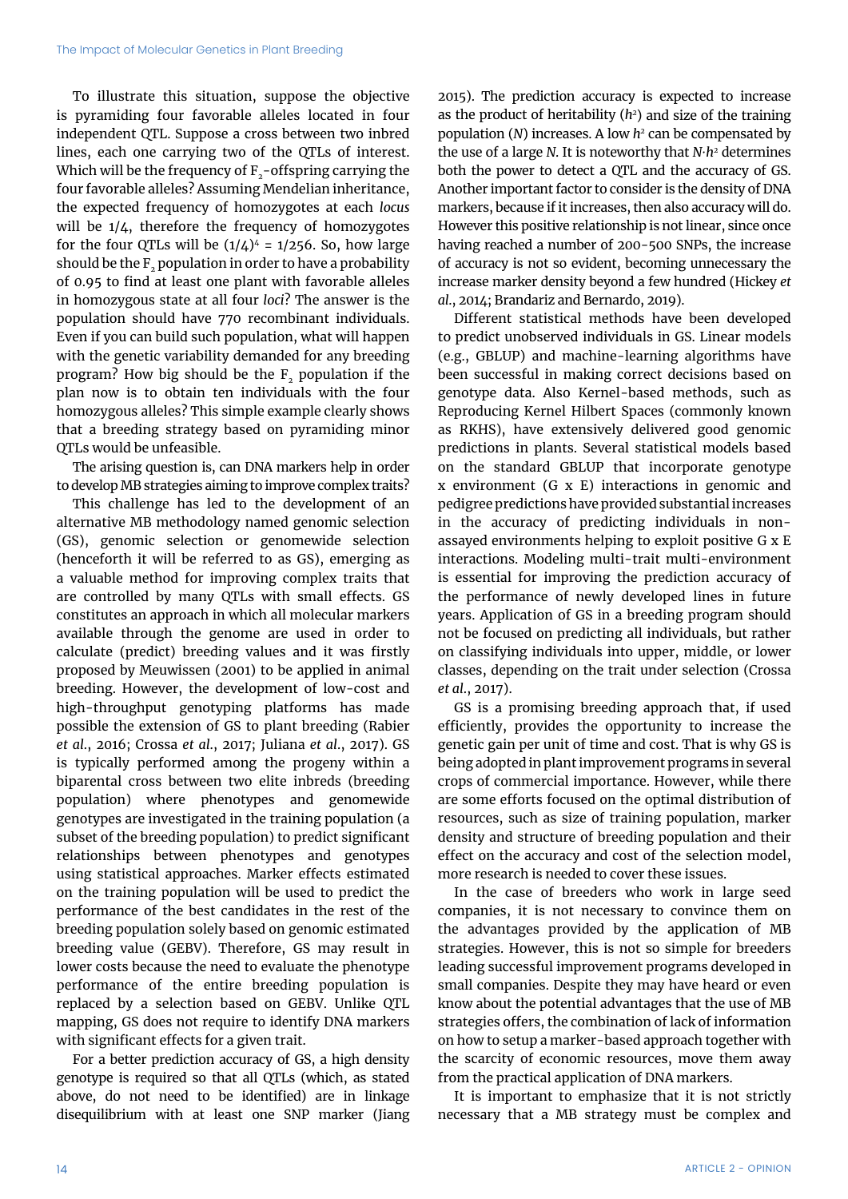To illustrate this situation, suppose the objective is pyramiding four favorable alleles located in four independent QTL. Suppose a cross between two inbred lines, each one carrying two of the QTLs of interest. Which will be the frequency of $F_2$-offspring carrying the four favorable alleles? Assuming Mendelian inheritance, the expected frequency of homozygotes at each *locus* will be 1/4, therefore the frequency of homozygotes for the four QTLs will be $(1/4)^4 = 1/256$. So, how large should be the $F_2$ population in order to have a probability of 0.95 to find at least one plant with favorable alleles in homozygous state at all four *loci*? The answer is the population should have 770 recombinant individuals. Even if you can build such population, what will happen with the genetic variability demanded for any breeding program? How big should be the $F_2$ population if the plan now is to obtain ten individuals with the four homozygous alleles? This simple example clearly shows that a breeding strategy based on pyramiding minor QTLs would be unfeasible.

The arising question is, can DNA markers help in order to develop MB strategies aiming to improve complex traits?

This challenge has led to the development of an alternative MB methodology named genomic selection (GS), genomic selection or genomewide selection (henceforth it will be referred to as GS), emerging as a valuable method for improving complex traits that are controlled by many QTLs with small effects. GS constitutes an approach in which all molecular markers available through the genome are used in order to calculate (predict) breeding values and it was firstly proposed by Meuwissen (2001) to be applied in animal breeding. However, the development of low-cost and high-throughput genotyping platforms has made possible the extension of GS to plant breeding (Rabier *et al.*, 2016; Crossa *et al.*, 2017; Juliana *et al.*, 2017). GS is typically performed among the progeny within a biparental cross between two elite inbreds (breeding population) where phenotypes and genomewide genotypes are investigated in the training population (a subset of the breeding population) to predict significant relationships between phenotypes and genotypes using statistical approaches. Marker effects estimated on the training population will be used to predict the performance of the best candidates in the rest of the breeding population solely based on genomic estimated breeding value (GEBV). Therefore, GS may result in lower costs because the need to evaluate the phenotype performance of the entire breeding population is replaced by a selection based on GEBV. Unlike QTL mapping, GS does not require to identify DNA markers with significant effects for a given trait.

For a better prediction accuracy of GS, a high density genotype is required so that all QTLs (which, as stated above, do not need to be identified) are in linkage disequilibrium with at least one SNP marker (Jiang 2015). The prediction accuracy is expected to increase as the product of heritability ($h^2$) and size of the training population ($N$) increases. A low $h^2$ can be compensated by the use of a large $N$. It is noteworthy that $N{\cdot}h^2$ determines both the power to detect a QTL and the accuracy of GS. Another important factor to consider is the density of DNA markers, because if it increases, then also accuracy will do. However this positive relationship is not linear, since once having reached a number of 200-500 SNPs, the increase of accuracy is not so evident, becoming unnecessary the increase marker density beyond a few hundred (Hickey *et al.*, 2014; Brandariz and Bernardo, 2019).

Different statistical methods have been developed to predict unobserved individuals in GS. Linear models (e.g., GBLUP) and machine-learning algorithms have been successful in making correct decisions based on genotype data. Also Kernel-based methods, such as Reproducing Kernel Hilbert Spaces (commonly known as RKHS), have extensively delivered good genomic predictions in plants. Several statistical models based on the standard GBLUP that incorporate genotype x environment (G x E) interactions in genomic and pedigree predictions have provided substantial increases in the accuracy of predicting individuals in non-assayed environments helping to exploit positive G x E interactions. Modeling multi-trait multi-environment is essential for improving the prediction accuracy of the performance of newly developed lines in future years. Application of GS in a breeding program should not be focused on predicting all individuals, but rather on classifying individuals into upper, middle, or lower classes, depending on the trait under selection (Crossa *et al.*, 2017).

GS is a promising breeding approach that, if used efficiently, provides the opportunity to increase the genetic gain per unit of time and cost. That is why GS is being adopted in plant improvement programs in several crops of commercial importance. However, while there are some efforts focused on the optimal distribution of resources, such as size of training population, marker density and structure of breeding population and their effect on the accuracy and cost of the selection model, more research is needed to cover these issues.

In the case of breeders who work in large seed companies, it is not necessary to convince them on the advantages provided by the application of MB strategies. However, this is not so simple for breeders leading successful improvement programs developed in small companies. Despite they may have heard or even know about the potential advantages that the use of MB strategies offers, the combination of lack of information on how to setup a marker-based approach together with the scarcity of economic resources, move them away from the practical application of DNA markers.

It is important to emphasize that it is not strictly necessary that a MB strategy must be complex and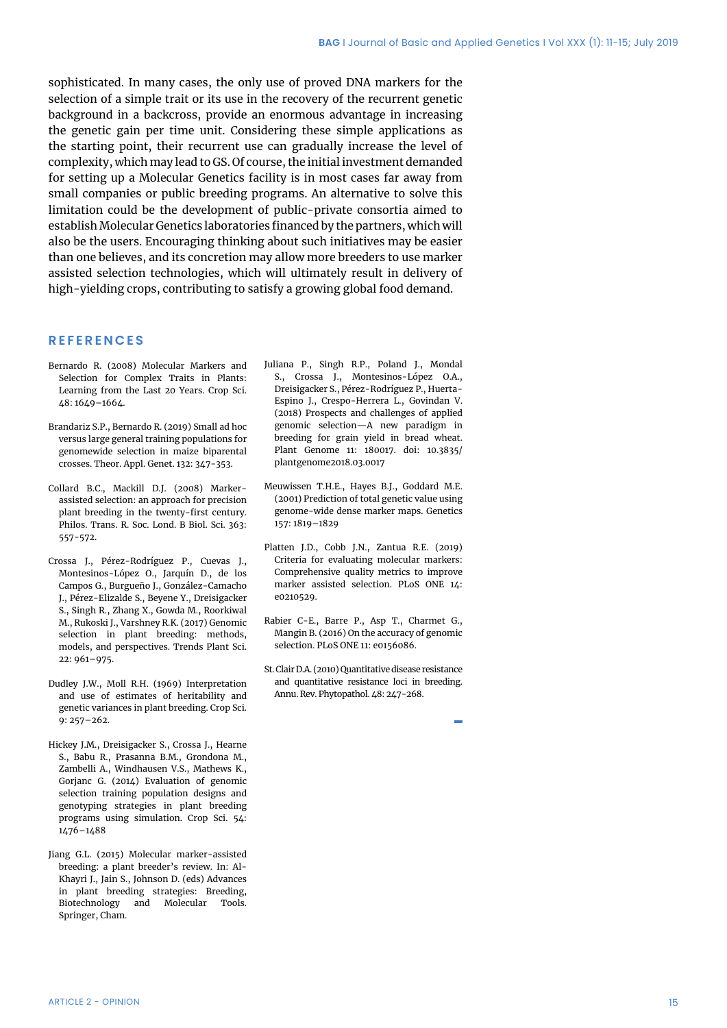sophisticated. In many cases, the only use of proved DNA markers for the selection of a simple trait or its use in the recovery of the recurrent genetic background in a backcross, provide an enormous advantage in increasing the genetic gain per time unit. Considering these simple applications as the starting point, their recurrent use can gradually increase the level of complexity, which may lead to GS. Of course, the initial investment demanded for setting up a Molecular Genetics facility is in most cases far away from small companies or public breeding programs. An alternative to solve this limitation could be the development of public-private consortia aimed to establish Molecular Genetics laboratories financed by the partners, which will also be the users. Encouraging thinking about such initiatives may be easier than one believes, and its concretion may allow more breeders to use marker assisted selection technologies, which will ultimately result in delivery of high-yielding crops, contributing to satisfy a growing global food demand.

## REFERENCES

Bernardo R. (2008) Molecular Markers and Selection for Complex Traits in Plants: Learning from the Last 20 Years. Crop Sci. 48: 1649–1664.

Brandariz S.P., Bernardo R. (2019) Small ad hoc versus large general training populations for genomewide selection in maize biparental crosses. Theor. Appl. Genet. 132: 347-353.

Collard B.C., Mackill D.J. (2008) Marker-assisted selection: an approach for precision plant breeding in the twenty-first century. Philos. Trans. R. Soc. Lond. B Biol. Sci. 363: 557-572.

Crossa J., Pérez-Rodríguez P., Cuevas J., Montesinos-López O., Jarquín D., de los Campos G., Burgueño J., González-Camacho J., Pérez-Elizalde S., Beyene Y., Dreisigacker S., Singh R., Zhang X., Gowda M., Roorkiwal M., Rukoski J., Varshney R.K. (2017) Genomic selection in plant breeding: methods, models, and perspectives. Trends Plant Sci. 22: 961–975.

Dudley J.W., Moll R.H. (1969) Interpretation and use of estimates of heritability and genetic variances in plant breeding. Crop Sci. 9: 257–262.

Hickey J.M., Dreisigacker S., Crossa J., Hearne S., Babu R., Prasanna B.M., Grondona M., Zambelli A., Windhausen V.S., Mathews K., Gorjanc G. (2014) Evaluation of genomic selection training population designs and genotyping strategies in plant breeding programs using simulation. Crop Sci. 54: 1476–1488

Jiang G.L. (2015) Molecular marker-assisted breeding: a plant breeder's review. In: Al-Khayri J., Jain S., Johnson D. (eds) Advances in plant breeding strategies: Breeding, Biotechnology and Molecular Tools. Springer, Cham.

Juliana P., Singh R.P., Poland J., Mondal S., Crossa J., Montesinos-López O.A., Dreisigacker S., Pérez-Rodríguez P., Huerta-Espino J., Crespo-Herrera L., Govindan V. (2018) Prospects and challenges of applied genomic selection—A new paradigm in breeding for grain yield in bread wheat. Plant Genome 11: 180017. doi: 10.3835/plantgenome2018.03.0017

Meuwissen T.H.E., Hayes B.J., Goddard M.E. (2001) Prediction of total genetic value using genome-wide dense marker maps. Genetics 157: 1819–1829

Platten J.D., Cobb J.N., Zantua R.E. (2019) Criteria for evaluating molecular markers: Comprehensive quality metrics to improve marker assisted selection. PLoS ONE 14: e0210529.

Rabier C-E., Barre P., Asp T., Charmet G., Mangin B. (2016) On the accuracy of genomic selection. PLoS ONE 11: e0156086.

St. Clair D.A. (2010) Quantitative disease resistance and quantitative resistance loci in breeding. Annu. Rev. Phytopathol. 48: 247-268.